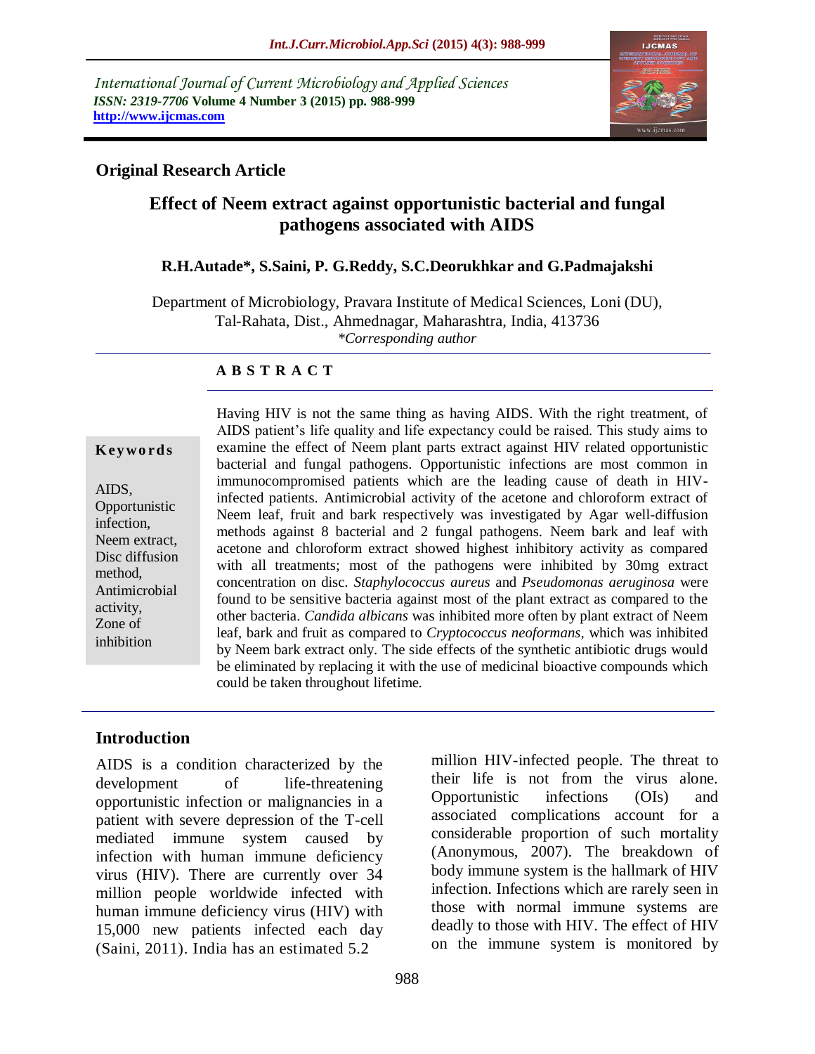International Journal of Current Microbiology and Applied Sciences
*ISSN: 2319-7706* **Volume 4 Number 3 (2015) pp. 988-999**
**http://www.ijcmas.com**

**Original Research Article**

# Effect of Neem extract against opportunistic bacterial and fungal pathogens associated with AIDS

**R.H.Autade\*, S.Saini, P. G.Reddy, S.C.Deorukhkar and G.Padmajakshi**

Department of Microbiology, Pravara Institute of Medical Sciences, Loni (DU), Tal-Rahata, Dist., Ahmednagar, Maharashtra, India, 413736
*\*Corresponding author*

**A B S T R A C T**

**Keywords**

AIDS, Opportunistic infection, Neem extract, Disc diffusion method, Antimicrobial activity, Zone of inhibition

Having HIV is not the same thing as having AIDS. With the right treatment, of AIDS patient's life quality and life expectancy could be raised. This study aims to examine the effect of Neem plant parts extract against HIV related opportunistic bacterial and fungal pathogens. Opportunistic infections are most common in immunocompromised patients which are the leading cause of death in HIV-infected patients. Antimicrobial activity of the acetone and chloroform extract of Neem leaf, fruit and bark respectively was investigated by Agar well-diffusion methods against 8 bacterial and 2 fungal pathogens. Neem bark and leaf with acetone and chloroform extract showed highest inhibitory activity as compared with all treatments; most of the pathogens were inhibited by 30mg extract concentration on disc. *Staphylococcus aureus* and *Pseudomonas aeruginosa* were found to be sensitive bacteria against most of the plant extract as compared to the other bacteria. *Candida albicans* was inhibited more often by plant extract of Neem leaf, bark and fruit as compared to *Cryptococcus neoformans*, which was inhibited by Neem bark extract only. The side effects of the synthetic antibiotic drugs would be eliminated by replacing it with the use of medicinal bioactive compounds which could be taken throughout lifetime.

## Introduction

AIDS is a condition characterized by the development of life-threatening opportunistic infection or malignancies in a patient with severe depression of the T-cell mediated immune system caused by infection with human immune deficiency virus (HIV). There are currently over 34 million people worldwide infected with human immune deficiency virus (HIV) with 15,000 new patients infected each day (Saini, 2011). India has an estimated 5.2 million HIV-infected people. The threat to their life is not from the virus alone. Opportunistic infections (OIs) and associated complications account for a considerable proportion of such mortality (Anonymous, 2007). The breakdown of body immune system is the hallmark of HIV infection. Infections which are rarely seen in those with normal immune systems are deadly to those with HIV. The effect of HIV on the immune system is monitored by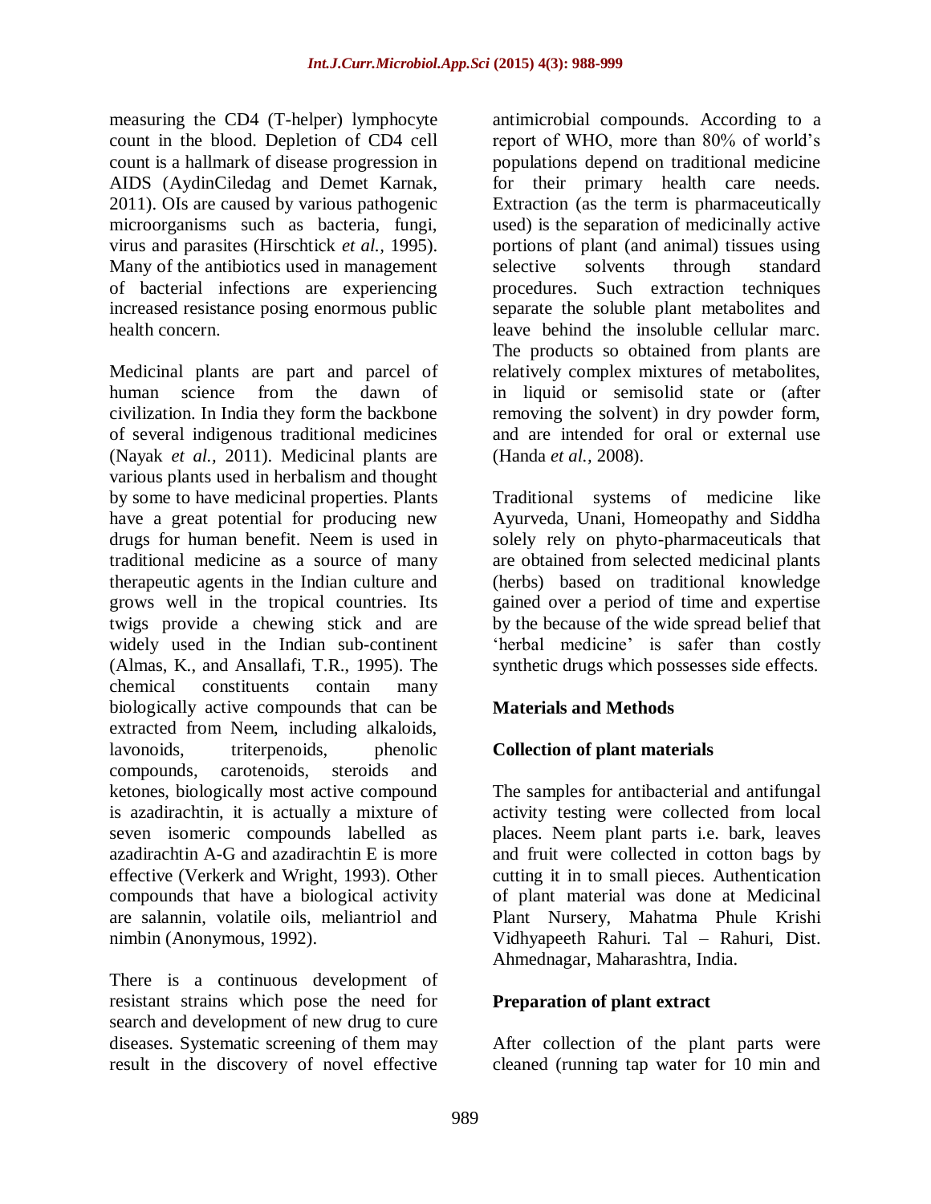measuring the CD4 (T-helper) lymphocyte count in the blood. Depletion of CD4 cell count is a hallmark of disease progression in AIDS (AydinCiledag and Demet Karnak, 2011). OIs are caused by various pathogenic microorganisms such as bacteria, fungi, virus and parasites (Hirschtick *et al.,* 1995). Many of the antibiotics used in management of bacterial infections are experiencing increased resistance posing enormous public health concern.

Medicinal plants are part and parcel of human science from the dawn of civilization. In India they form the backbone of several indigenous traditional medicines (Nayak *et al.,* 2011). Medicinal plants are various plants used in herbalism and thought by some to have medicinal properties. Plants have a great potential for producing new drugs for human benefit. Neem is used in traditional medicine as a source of many therapeutic agents in the Indian culture and grows well in the tropical countries. Its twigs provide a chewing stick and are widely used in the Indian sub-continent (Almas, K., and Ansallafi, T.R., 1995). The chemical constituents contain many biologically active compounds that can be extracted from Neem, including alkaloids, lavonoids, triterpenoids, phenolic compounds, carotenoids, steroids and ketones, biologically most active compound is azadirachtin, it is actually a mixture of seven isomeric compounds labelled as azadirachtin A-G and azadirachtin E is more effective (Verkerk and Wright, 1993). Other compounds that have a biological activity are salannin, volatile oils, meliantriol and nimbin (Anonymous, 1992).

There is a continuous development of resistant strains which pose the need for search and development of new drug to cure diseases. Systematic screening of them may result in the discovery of novel effective antimicrobial compounds. According to a report of WHO, more than 80% of world's populations depend on traditional medicine for their primary health care needs. Extraction (as the term is pharmaceutically used) is the separation of medicinally active portions of plant (and animal) tissues using selective solvents through standard procedures. Such extraction techniques separate the soluble plant metabolites and leave behind the insoluble cellular marc. The products so obtained from plants are relatively complex mixtures of metabolites, in liquid or semisolid state or (after removing the solvent) in dry powder form, and are intended for oral or external use (Handa *et al.,* 2008).

Traditional systems of medicine like Ayurveda, Unani, Homeopathy and Siddha solely rely on phyto-pharmaceuticals that are obtained from selected medicinal plants (herbs) based on traditional knowledge gained over a period of time and expertise by the because of the wide spread belief that 'herbal medicine' is safer than costly synthetic drugs which possesses side effects.

## Materials and Methods

### Collection of plant materials

The samples for antibacterial and antifungal activity testing were collected from local places. Neem plant parts i.e. bark, leaves and fruit were collected in cotton bags by cutting it in to small pieces. Authentication of plant material was done at Medicinal Plant Nursery, Mahatma Phule Krishi Vidhyapeeth Rahuri. Tal – Rahuri, Dist. Ahmednagar, Maharashtra, India.

### Preparation of plant extract

After collection of the plant parts were cleaned (running tap water for 10 min and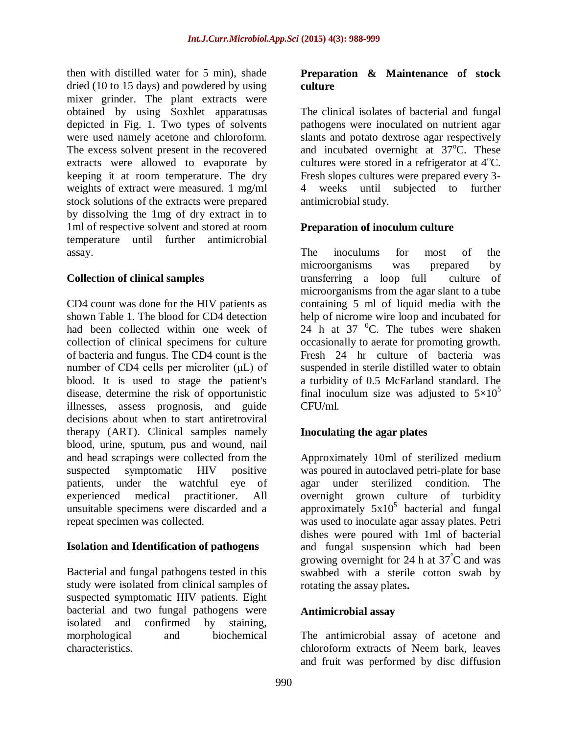then with distilled water for 5 min), shade dried (10 to 15 days) and powdered by using mixer grinder. The plant extracts were obtained by using Soxhlet apparatusas depicted in Fig. 1. Two types of solvents were used namely acetone and chloroform. The excess solvent present in the recovered extracts were allowed to evaporate by keeping it at room temperature. The dry weights of extract were measured. 1 mg/ml stock solutions of the extracts were prepared by dissolving the 1mg of dry extract in to 1ml of respective solvent and stored at room temperature until further antimicrobial assay.

### Collection of clinical samples

CD4 count was done for the HIV patients as shown Table 1. The blood for CD4 detection had been collected within one week of collection of clinical specimens for culture of bacteria and fungus. The CD4 count is the number of CD4 cells per microliter (μL) of blood. It is used to stage the patient's disease, determine the risk of opportunistic illnesses, assess prognosis, and guide decisions about when to start antiretroviral therapy (ART). Clinical samples namely blood, urine, sputum, pus and wound, nail and head scrapings were collected from the suspected symptomatic HIV positive patients, under the watchful eye of experienced medical practitioner. All unsuitable specimens were discarded and a repeat specimen was collected.

### Isolation and Identification of pathogens

Bacterial and fungal pathogens tested in this study were isolated from clinical samples of suspected symptomatic HIV patients. Eight bacterial and two fungal pathogens were isolated and confirmed by staining, morphological and biochemical characteristics.

### Preparation & Maintenance of stock culture

The clinical isolates of bacterial and fungal pathogens were inoculated on nutrient agar slants and potato dextrose agar respectively and incubated overnight at 37°C. These cultures were stored in a refrigerator at 4°C. Fresh slopes cultures were prepared every 3-4 weeks until subjected to further antimicrobial study.

### Preparation of inoculum culture

The inoculums for most of the microorganisms was prepared by transferring a loop full culture of microorganisms from the agar slant to a tube containing 5 ml of liquid media with the help of nicrome wire loop and incubated for 24 h at 37 °C. The tubes were shaken occasionally to aerate for promoting growth. Fresh 24 hr culture of bacteria was suspended in sterile distilled water to obtain a turbidity of 0.5 McFarland standard. The final inoculum size was adjusted to $5\times10^5$ CFU/ml.

### Inoculating the agar plates

Approximately 10ml of sterilized medium was poured in autoclaved petri-plate for base agar under sterilized condition. The overnight grown culture of turbidity approximately $5\text{x}10^5$ bacterial and fungal was used to inoculate agar assay plates. Petri dishes were poured with 1ml of bacterial and fungal suspension which had been growing overnight for 24 h at 37°C and was swabbed with a sterile cotton swab by rotating the assay plates**.**

### Antimicrobial assay

The antimicrobial assay of acetone and chloroform extracts of Neem bark, leaves and fruit was performed by disc diffusion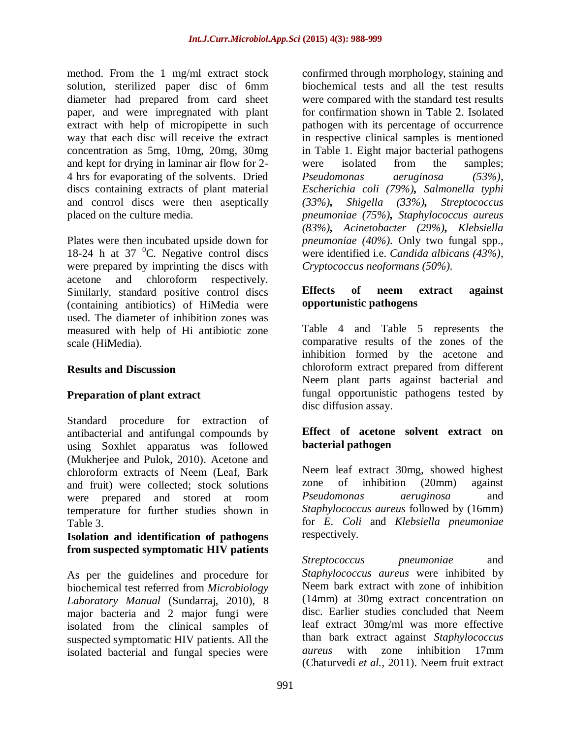method. From the 1 mg/ml extract stock solution, sterilized paper disc of 6mm diameter had prepared from card sheet paper, and were impregnated with plant extract with help of micropipette in such way that each disc will receive the extract concentration as 5mg, 10mg, 20mg, 30mg and kept for drying in laminar air flow for 2-4 hrs for evaporating of the solvents. Dried discs containing extracts of plant material and control discs were then aseptically placed on the culture media.

Plates were then incubated upside down for 18-24 h at 37 $^0$C. Negative control discs were prepared by imprinting the discs with acetone and chloroform respectively. Similarly, standard positive control discs (containing antibiotics) of HiMedia were used. The diameter of inhibition zones was measured with help of Hi antibiotic zone scale (HiMedia).

## Results and Discussion

### Preparation of plant extract

Standard procedure for extraction of antibacterial and antifungal compounds by using Soxhlet apparatus was followed (Mukherjee and Pulok, 2010). Acetone and chloroform extracts of Neem (Leaf, Bark and fruit) were collected; stock solutions were prepared and stored at room temperature for further studies shown in Table 3.

### Isolation and identification of pathogens from suspected symptomatic HIV patients

As per the guidelines and procedure for biochemical test referred from *Microbiology Laboratory Manual* (Sundarraj, 2010), 8 major bacteria and 2 major fungi were isolated from the clinical samples of suspected symptomatic HIV patients. All the isolated bacterial and fungal species were confirmed through morphology, staining and biochemical tests and all the test results were compared with the standard test results for confirmation shown in Table 2. Isolated pathogen with its percentage of occurrence in respective clinical samples is mentioned in Table 1. Eight major bacterial pathogens were isolated from the samples; *Pseudomonas aeruginosa (53%), Escherichia coli (79%)**,** Salmonella typhi (33%)**,** Shigella (33%)**,** Streptococcus pneumoniae (75%)**,** Staphylococcus aureus (83%)**,** Acinetobacter (29%)**,** Klebsiella pneumoniae (40%).* Only two fungal spp., were identified i.e. *Candida albicans (43%), Cryptococcus neoformans (50%).*

### Effects of neem extract against opportunistic pathogens

Table 4 and Table 5 represents the comparative results of the zones of the inhibition formed by the acetone and chloroform extract prepared from different Neem plant parts against bacterial and fungal opportunistic pathogens tested by disc diffusion assay.

### Effect of acetone solvent extract on bacterial pathogen

Neem leaf extract 30mg, showed highest zone of inhibition (20mm) against *Pseudomonas aeruginosa* and *Staphylococcus aureus* followed by (16mm) for *E. Coli* and *Klebsiella pneumoniae* respectively.

*Streptococcus pneumoniae* and *Staphylococcus aureus* were inhibited by Neem bark extract with zone of inhibition (14mm) at 30mg extract concentration on disc. Earlier studies concluded that Neem leaf extract 30mg/ml was more effective than bark extract against *Staphylococcus aureus* with zone inhibition 17mm (Chaturvedi *et al.,* 2011). Neem fruit extract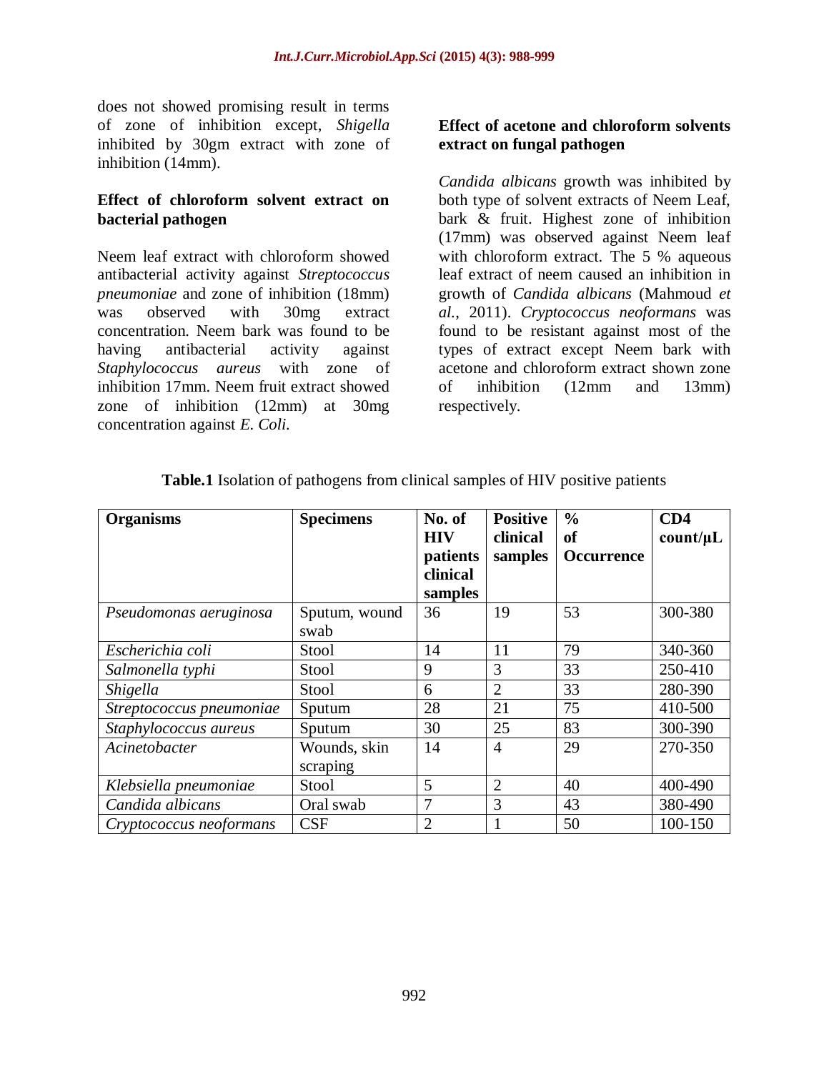does not showed promising result in terms of zone of inhibition except, *Shigella* inhibited by 30gm extract with zone of inhibition (14mm).

### Effect of chloroform solvent extract on bacterial pathogen

Neem leaf extract with chloroform showed antibacterial activity against *Streptococcus pneumoniae* and zone of inhibition (18mm) was observed with 30mg extract concentration. Neem bark was found to be having antibacterial activity against *Staphylococcus aureus* with zone of inhibition 17mm. Neem fruit extract showed zone of inhibition (12mm) at 30mg concentration against *E. Coli*.

### Effect of acetone and chloroform solvents extract on fungal pathogen

*Candida albicans* growth was inhibited by both type of solvent extracts of Neem Leaf, bark & fruit. Highest zone of inhibition (17mm) was observed against Neem leaf with chloroform extract. The 5 % aqueous leaf extract of neem caused an inhibition in growth of *Candida albicans* (Mahmoud *et al.*, 2011). *Cryptococcus neoformans* was found to be resistant against most of the types of extract except Neem bark with acetone and chloroform extract shown zone of inhibition (12mm and 13mm) respectively.

**Table.1** Isolation of pathogens from clinical samples of HIV positive patients

| Organisms | Specimens | No. of HIV patients clinical samples | Positive clinical samples | % of Occurrence | CD4 count/µL |
|---|---|---|---|---|---|
| *Pseudomonas aeruginosa* | Sputum, wound swab | 36 | 19 | 53 | 300-380 |
| *Escherichia coli* | Stool | 14 | 11 | 79 | 340-360 |
| *Salmonella typhi* | Stool | 9 | 3 | 33 | 250-410 |
| *Shigella* | Stool | 6 | 2 | 33 | 280-390 |
| *Streptococcus pneumoniae* | Sputum | 28 | 21 | 75 | 410-500 |
| *Staphylococcus aureus* | Sputum | 30 | 25 | 83 | 300-390 |
| *Acinetobacter* | Wounds, skin scraping | 14 | 4 | 29 | 270-350 |
| *Klebsiella pneumoniae* | Stool | 5 | 2 | 40 | 400-490 |
| *Candida albicans* | Oral swab | 7 | 3 | 43 | 380-490 |
| *Cryptococcus neoformans* | CSF | 2 | 1 | 50 | 100-150 |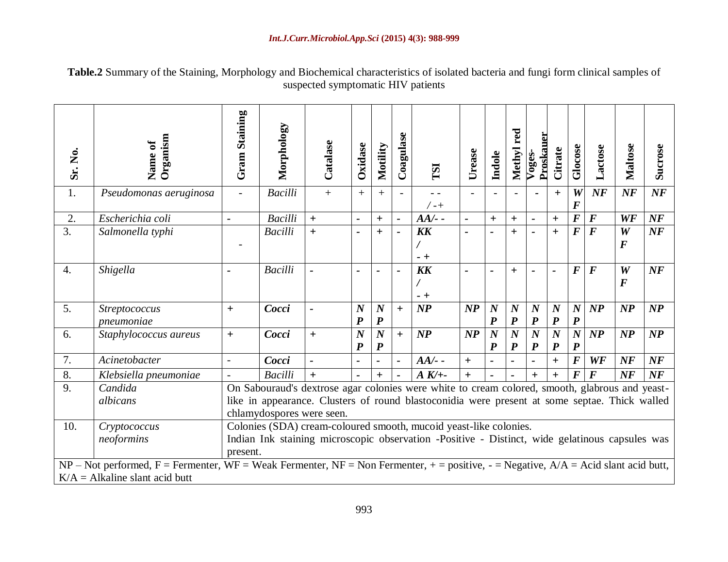**Table.2** Summary of the Staining, Morphology and Biochemical characteristics of isolated bacteria and fungi form clinical samples of suspected symptomatic HIV patients

| Sr. No. | Name of Organism | Gram Staining | Morphology | Catalase | Oxidase | Motility | Coagulase | TSI | Urease | Indole | Methyl red | Voges-Proskauer | Citrate | Glocose | Lactose | Maltose | Sucrose |
|---|---|---|---|---|---|---|---|---|---|---|---|---|---|---|---|---|---|
| 1. | *Pseudomonas aeruginosa* | - | *Bacilli* | + | + | + | - | - - / - + | - | - | - | - | + | ***WF*** | ***NF*** | ***NF*** | ***NF*** |
| 2. | *Escherichia coli* | - | *Bacilli* | + | - | + | - | ***AA/- -*** | - | + | + | - | + | ***F*** | ***F*** | ***WF*** | ***NF*** |
| 3. | *Salmonella typhi* | - | *Bacilli* | + | - | + | - | ***KK / - +*** | - | - | + | - | + | ***F*** | ***F*** | ***WF*** | ***NF*** |
| 4. | *Shigella* | - | *Bacilli* | - | - | - | - | ***KK / - +*** | - | - | + | - | - | ***F*** | ***F*** | ***WF*** | ***NF*** |
| 5. | *Streptococcus pneumoniae* | + | ***Cocci*** | - | ***NP*** | ***NP*** | + | ***NP*** | ***NP*** | ***NP*** | ***NP*** | ***NP*** | ***NP*** | ***NP*** | ***NP*** | ***NP*** | ***NP*** |
| 6. | *Staphylococcus aureus* | + | ***Cocci*** | + | ***NP*** | ***NP*** | + | ***NP*** | ***NP*** | ***NP*** | ***NP*** | ***NP*** | ***NP*** | ***NP*** | ***NP*** | ***NP*** | ***NP*** |
| 7. | *Acinetobacter* | - | ***Cocci*** | - | - | - | - | ***AA/- -*** | + | - | - | - | + | ***F*** | ***WF*** | ***NF*** | ***NF*** |
| 8. | *Klebsiella pneumoniae* | - | *Bacilli* | + | - | + | - | ***A K/+-*** | + | - | - | + | + | ***F*** | ***F*** | ***NF*** | ***NF*** |
| 9. | *Candida albicans* | On Sabouraud's dextrose agar colonies were white to cream colored, smooth, glabrous and yeast-like in appearance. Clusters of round blastoconidia were present at some septae. Thick walled chlamydospores were seen. | | | | | | | | | | | | | | | |
| 10. | *Cryptococcus neoformins* | Colonies (SDA) cream-coloured smooth, mucoid yeast-like colonies. Indian Ink staining microscopic observation -Positive - Distinct, wide gelatinous capsules was present. | | | | | | | | | | | | | | | |

NP – Not performed, F = Fermenter, WF = Weak Fermenter, NF = Non Fermenter, + = positive, - = Negative, A/A = Acid slant acid butt, K/A = Alkaline slant acid butt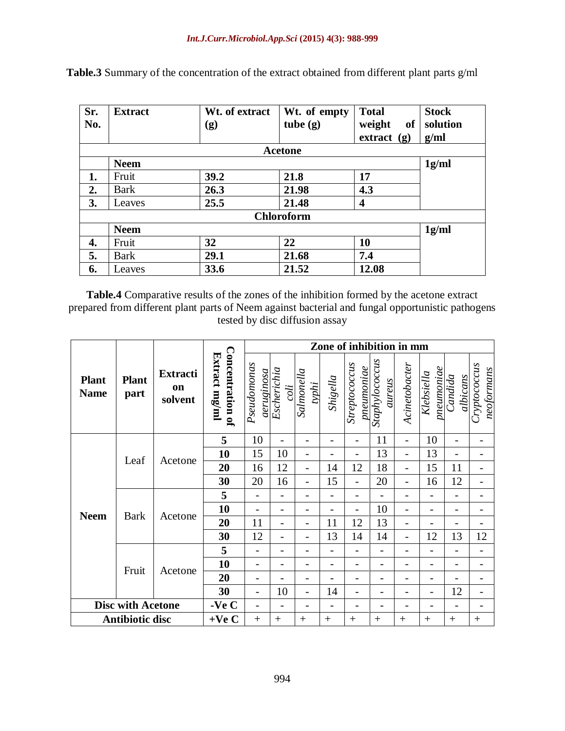**Table.3** Summary of the concentration of the extract obtained from different plant parts g/ml

| Sr. No. | Extract | Wt. of extract (g) | Wt. of empty tube (g) | Total weight of extract (g) | Stock solution g/ml |
|---|---|---|---|---|---|
| | | | **Acetone** | | |
| | **Neem** | | | | **1g/ml** |
| **1.** | Fruit | **39.2** | **21.8** | **17** | |
| **2.** | Bark | **26.3** | **21.98** | **4.3** | |
| **3.** | Leaves | **25.5** | **21.48** | **4** | |
| | | | **Chloroform** | | |
| | **Neem** | | | | **1g/ml** |
| **4.** | Fruit | **32** | **22** | **10** | |
| **5.** | Bark | **29.1** | **21.68** | **7.4** | |
| **6.** | Leaves | **33.6** | **21.52** | **12.08** | |

**Table.4** Comparative results of the zones of the inhibition formed by the acetone extract prepared from different plant parts of Neem against bacterial and fungal opportunistic pathogens tested by disc diffusion assay

| Plant Name | Plant part | Extraction solvent | Concentration of Extract mg/ml | Zone of inhibition in mm | | | | | | | | | |
|---|---|---|---|---|---|---|---|---|---|---|---|---|---|
| | | | | *Pseudomonas aeruginosa* | *Escherichia coli* | *Salmonella typhi* | *Shigella* | *Streptococcus pneumoniae* | *Staphylococcus aureus* | *Acinetobacter* | *Klebsiella pneumoniae* | *Candida albicans* | *Cryptococcus neoformans* |
| **Neem** | Leaf | Acetone | **5** | 10 | - | - | - | - | 11 | - | 10 | - | - |
| | | | **10** | 15 | 10 | - | - | - | 13 | - | 13 | - | - |
| | | | **20** | 16 | 12 | - | 14 | 12 | 18 | - | 15 | 11 | - |
| | | | **30** | 20 | 16 | - | 15 | - | 20 | - | 16 | 12 | - |
| | Bark | Acetone | **5** | - | - | - | - | - | - | - | - | - | - |
| | | | **10** | - | - | - | - | - | 10 | - | - | - | - |
| | | | **20** | 11 | - | - | 11 | 12 | 13 | - | - | - | - |
| | | | **30** | 12 | - | - | 13 | 14 | 14 | - | 12 | 13 | 12 |
| | Fruit | Acetone | **5** | - | - | - | - | - | - | - | - | - | - |
| | | | **10** | - | - | - | - | - | - | - | - | - | - |
| | | | **20** | - | - | - | - | - | - | - | - | - | - |
| | | | **30** | - | 10 | - | 14 | - | - | - | - | 12 | - |
| **Disc with Acetone** | | | **-Ve C** | - | - | - | - | - | - | - | - | - | - |
| **Antibiotic disc** | | | **+Ve C** | + | + | + | + | + | + | + | + | + | + |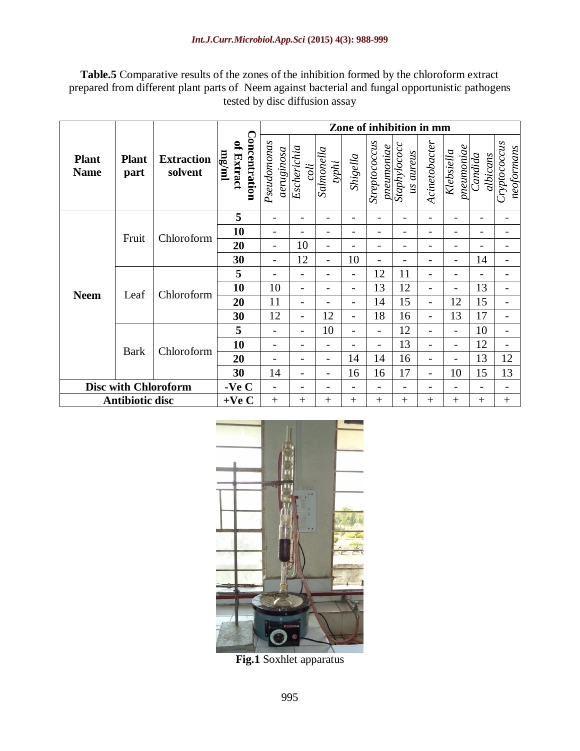**Table.5** Comparative results of the zones of the inhibition formed by the chloroform extract prepared from different plant parts of Neem against bacterial and fungal opportunistic pathogens tested by disc diffusion assay

| Plant Name | Plant part | Extraction solvent | Concentration of Extract mg/ml | Zone of inhibition in mm | | | | | | | | | |
|---|---|---|---|---|---|---|---|---|---|---|---|---|---|
| | | | | *Pseudomonas aeruginosa* | *Escherichia coli* | *Salmonella typhi* | *Shigella* | *Streptococcus pneumoniae* | *Staphylococcus aureus* | *Acinetobacter* | *Klebsiella pneumoniae* | *Candida albicans* | *Cryptococcus neoformans* |
| Neem | Fruit | Chloroform | 5 | - | - | - | - | - | - | - | - | - | - |
| | | | 10 | - | - | - | - | - | - | - | - | - | - |
| | | | 20 | - | 10 | - | - | - | - | - | - | - | - |
| | | | 30 | - | 12 | - | 10 | - | - | - | - | 14 | - |
| | Leaf | Chloroform | 5 | - | - | - | - | 12 | 11 | - | - | - | - |
| | | | 10 | 10 | - | - | - | 13 | 12 | - | - | 13 | - |
| | | | 20 | 11 | - | - | - | 14 | 15 | - | 12 | 15 | - |
| | | | 30 | 12 | - | 12 | - | 18 | 16 | - | 13 | 17 | - |
| | Bark | Chloroform | 5 | - | - | 10 | - | - | 12 | - | - | 10 | - |
| | | | 10 | - | - | - | - | - | 13 | - | - | 12 | - |
| | | | 20 | - | - | - | 14 | 14 | 16 | - | - | 13 | 12 |
| | | | 30 | 14 | - | - | 16 | 16 | 17 | - | 10 | 15 | 13 |
| Disc with Chloroform | | | -Ve C | - | - | - | - | - | - | - | - | - | - |
| Antibiotic disc | | | +Ve C | + | + | + | + | + | + | + | + | + | + |

**Fig.1** Soxhlet apparatus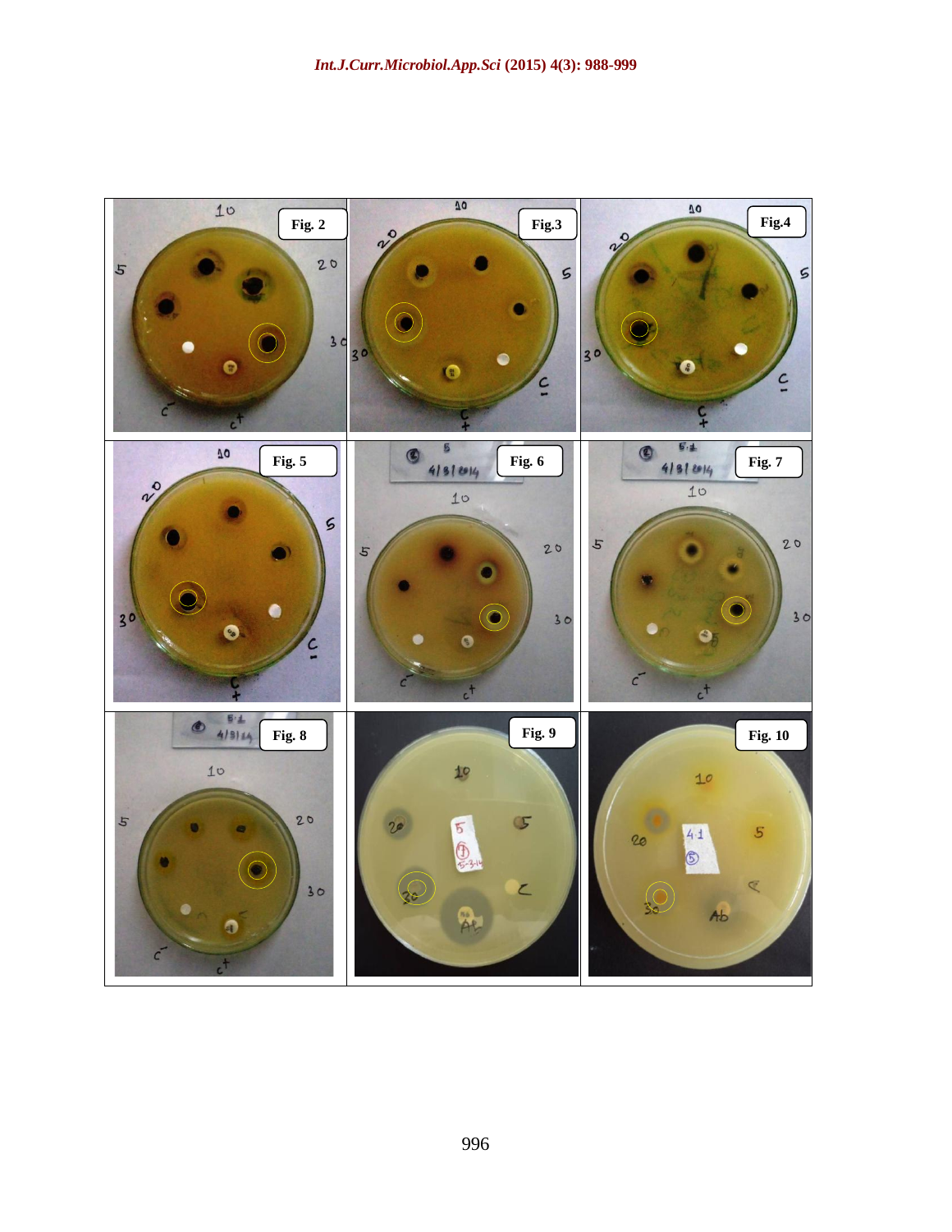| Fig. 2 | Fig. 3 | Fig. 4 |
| --- | --- | --- |
| Fig. 5 | Fig. 6 | Fig. 7 |
| Fig. 8 | Fig. 9 | Fig. 10 |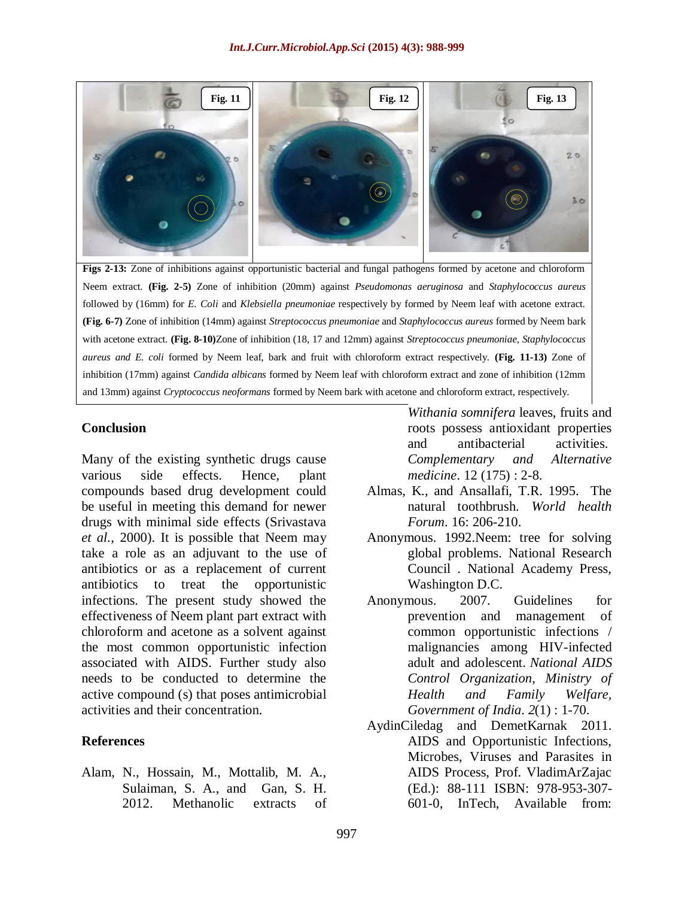Fig. 11 | Fig. 12 | Fig. 13

**Figs 2-13:** Zone of inhibitions against opportunistic bacterial and fungal pathogens formed by acetone and chloroform Neem extract. **(Fig. 2-5)** Zone of inhibition (20mm) against *Pseudomonas aeruginosa* and *Staphylococcus aureus* followed by (16mm) for *E. Coli* and *Klebsiella pneumoniae* respectively by formed by Neem leaf with acetone extract. **(Fig. 6-7)** Zone of inhibition (14mm) against *Streptococcus pneumoniae* and *Staphylococcus aureus* formed by Neem bark with acetone extract. **(Fig. 8-10)**Zone of inhibition (18, 17 and 12mm) against *Streptococcus pneumoniae, Staphylococcus aureus and E. coli* formed by Neem leaf, bark and fruit with chloroform extract respectively. **(Fig. 11-13)** Zone of inhibition (17mm) against *Candida albicans* formed by Neem leaf with chloroform extract and zone of inhibition (12mm and 13mm) against *Cryptococcus neoformans* formed by Neem bark with acetone and chloroform extract, respectively.

## Conclusion

Many of the existing synthetic drugs cause various side effects. Hence, plant compounds based drug development could be useful in meeting this demand for newer drugs with minimal side effects (Srivastava *et al.*, 2000). It is possible that Neem may take a role as an adjuvant to the use of antibiotics or as a replacement of current antibiotics to treat the opportunistic infections. The present study showed the effectiveness of Neem plant part extract with chloroform and acetone as a solvent against the most common opportunistic infection associated with AIDS. Further study also needs to be conducted to determine the active compound (s) that poses antimicrobial activities and their concentration.

## References

Alam, N., Hossain, M., Mottalib, M. A., Sulaiman, S. A., and Gan, S. H. 2012. Methanolic extracts of *Withania somnifera* leaves, fruits and roots possess antioxidant properties and antibacterial activities. *Complementary and Alternative medicine*. 12 (175) : 2-8.

Almas, K., and Ansallafi, T.R. 1995. The natural toothbrush. *World health Forum*. 16: 206-210.

Anonymous. 1992.Neem: tree for solving global problems. National Research Council . National Academy Press, Washington D.C.

Anonymous. 2007. Guidelines for prevention and management of common opportunistic infections / malignancies among HIV-infected adult and adolescent. *National AIDS Control Organization, Ministry of Health and Family Welfare, Government of India. 2*(1) : 1-70.

AydinCiledag and DemetKarnak 2011. AIDS and Opportunistic Infections, Microbes, Viruses and Parasites in AIDS Process, Prof. VladimArZajac (Ed.): 88-111 ISBN: 978-953-307-601-0, InTech, Available from: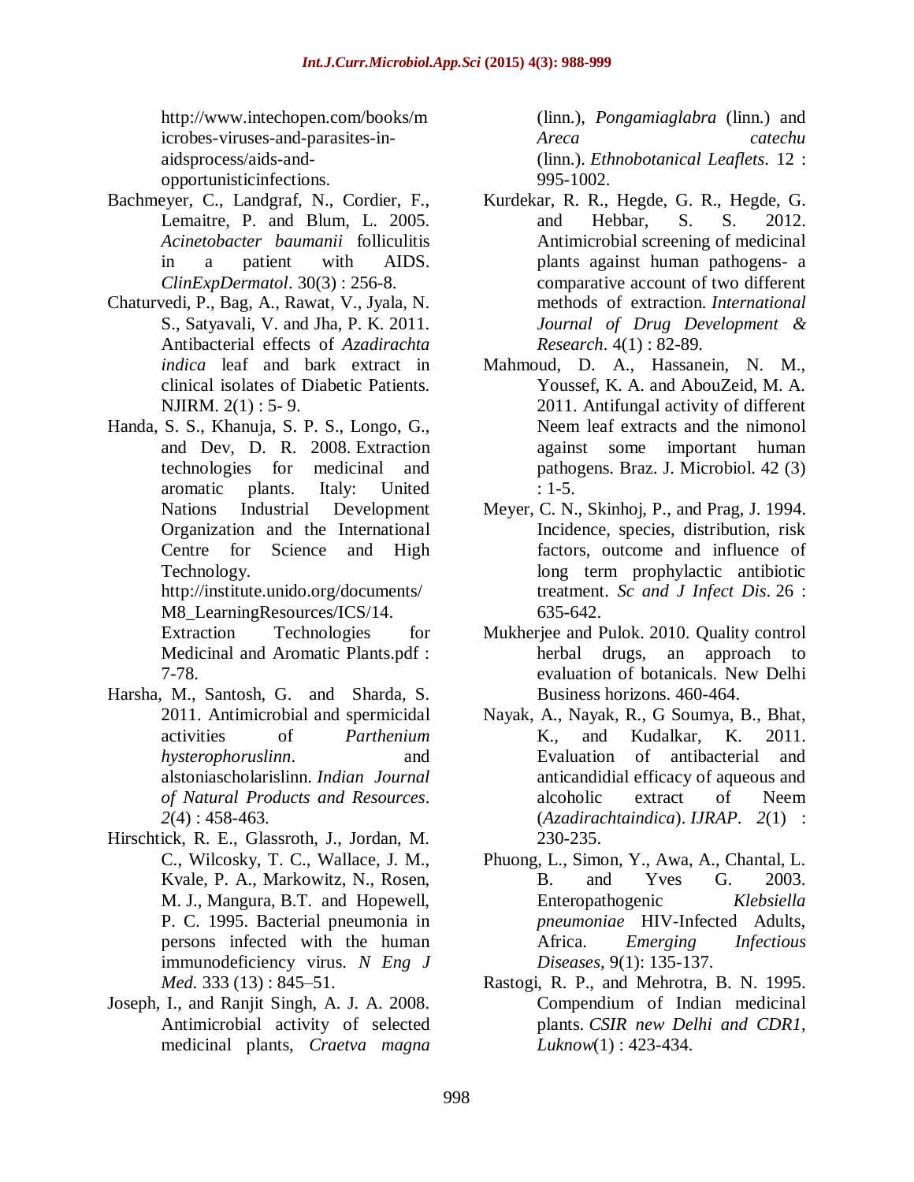http://www.intechopen.com/books/microbes-viruses-and-parasites-in-aidsprocess/aids-and-opportunisticinfections.

Bachmeyer, C., Landgraf, N., Cordier, F., Lemaitre, P. and Blum, L. 2005. *Acinetobacter baumanii* folliculitis in a patient with AIDS. *ClinExpDermatol*. 30(3) : 256-8.

Chaturvedi, P., Bag, A., Rawat, V., Jyala, N. S., Satyavali, V. and Jha, P. K. 2011. Antibacterial effects of *Azadirachta indica* leaf and bark extract in clinical isolates of Diabetic Patients. NJIRM. 2(1) : 5- 9.

Handa, S. S., Khanuja, S. P. S., Longo, G., and Dev, D. R. 2008. Extraction technologies for medicinal and aromatic plants. Italy: United Nations Industrial Development Organization and the International Centre for Science and High Technology. http://institute.unido.org/documents/M8_LearningResources/ICS/14. Extraction Technologies for Medicinal and Aromatic Plants.pdf : 7-78.

Harsha, M., Santosh, G. and Sharda, S. 2011. Antimicrobial and spermicidal activities of *Parthenium hysterophoruslinn*. and alstoniascholarislinn. *Indian Journal of Natural Products and Resources*. *2*(4) : 458-463.

Hirschtick, R. E., Glassroth, J., Jordan, M. C., Wilcosky, T. C., Wallace, J. M., Kvale, P. A., Markowitz, N., Rosen, M. J., Mangura, B.T. and Hopewell, P. C. 1995. Bacterial pneumonia in persons infected with the human immunodeficiency virus. *N Eng J Med*. 333 (13) : 845–51.

Joseph, I., and Ranjit Singh, A. J. A. 2008. Antimicrobial activity of selected medicinal plants, *Craetva magna* (linn.), *Pongamiaglabra* (linn.) and *Areca catechu* (linn.). *Ethnobotanical Leaflets*. 12 : 995-1002.

Kurdekar, R. R., Hegde, G. R., Hegde, G. and Hebbar, S. S. 2012. Antimicrobial screening of medicinal plants against human pathogens- a comparative account of two different methods of extraction. *International Journal of Drug Development & Research*. 4(1) : 82-89.

Mahmoud, D. A., Hassanein, N. M., Youssef, K. A. and AbouZeid, M. A. 2011. Antifungal activity of different Neem leaf extracts and the nimonol against some important human pathogens. Braz. J. Microbiol. 42 (3) : 1-5.

Meyer, C. N., Skinhoj, P., and Prag, J. 1994. Incidence, species, distribution, risk factors, outcome and influence of long term prophylactic antibiotic treatment. *Sc and J Infect Dis*. 26 : 635-642.

Mukherjee and Pulok. 2010. Quality control herbal drugs, an approach to evaluation of botanicals. New Delhi Business horizons. 460-464.

Nayak, A., Nayak, R., G Soumya, B., Bhat, K., and Kudalkar, K. 2011. Evaluation of antibacterial and anticandidial efficacy of aqueous and alcoholic extract of Neem (*Azadirachtaindica*). *IJRAP*. *2*(1) : 230-235.

Phuong, L., Simon, Y., Awa, A., Chantal, L. B. and Yves G. 2003. Enteropathogenic *Klebsiella pneumoniae* HIV-Infected Adults, Africa. *Emerging Infectious Diseases*, 9(1): 135-137.

Rastogi, R. P., and Mehrotra, B. N. 1995. Compendium of Indian medicinal plants. *CSIR new Delhi and CDR1, Luknow*(1) : 423-434.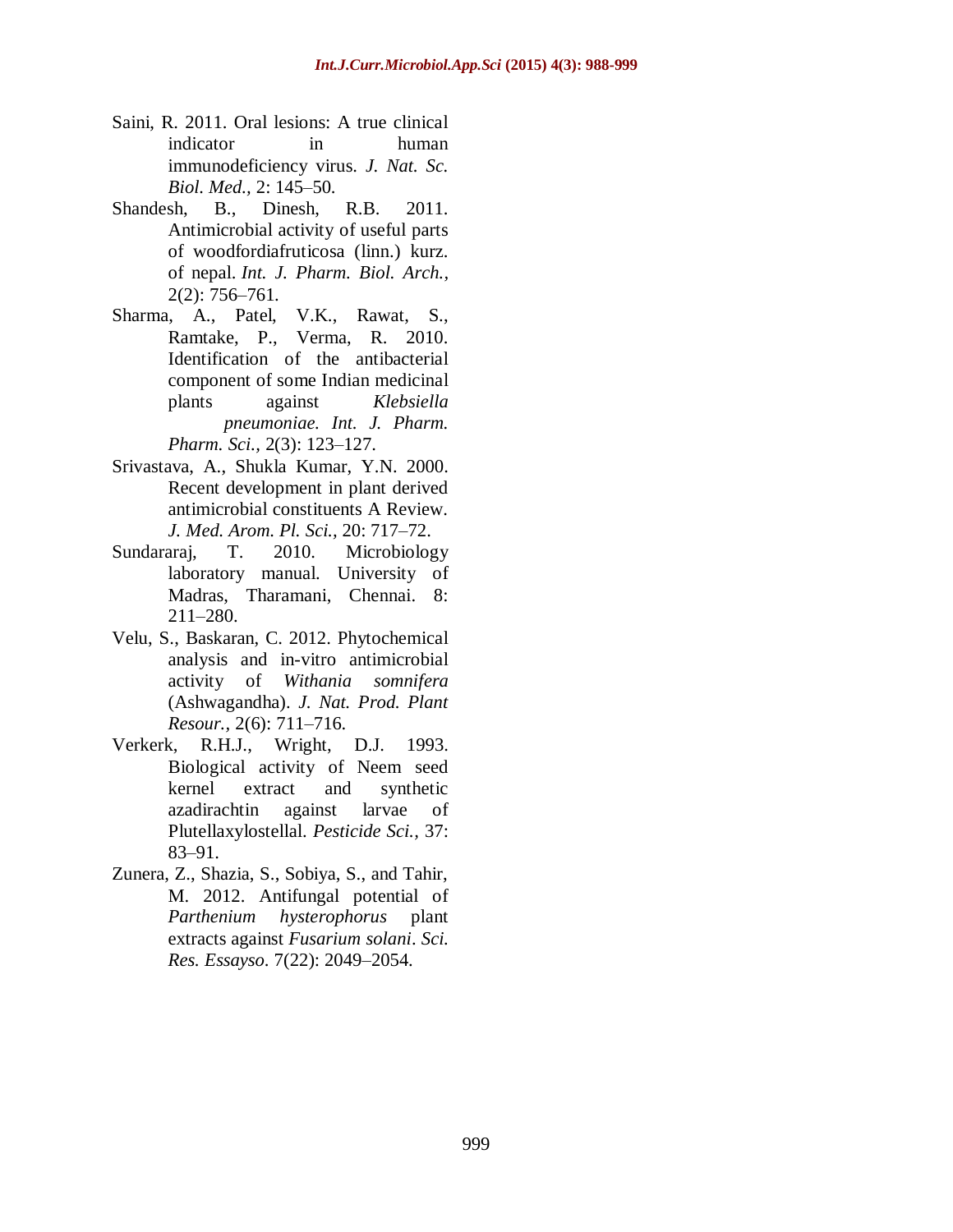Saini, R. 2011. Oral lesions: A true clinical indicator in human immunodeficiency virus. *J. Nat. Sc. Biol. Med.,* 2: 145–50.

Shandesh, B., Dinesh, R.B. 2011. Antimicrobial activity of useful parts of woodfordiafruticosa (linn.) kurz. of nepal. *Int. J. Pharm. Biol. Arch.,* 2(2): 756–761.

Sharma, A., Patel, V.K., Rawat, S., Ramtake, P., Verma, R. 2010. Identification of the antibacterial component of some Indian medicinal plants against *Klebsiella pneumoniae. Int. J. Pharm. Pharm. Sci.,* 2(3): 123–127.

Srivastava, A., Shukla Kumar, Y.N. 2000. Recent development in plant derived antimicrobial constituents A Review. *J. Med. Arom. Pl. Sci.,* 20: 717–72.

Sundararaj, T. 2010. Microbiology laboratory manual. University of Madras, Tharamani, Chennai. 8: 211–280.

Velu, S., Baskaran, C. 2012. Phytochemical analysis and in-vitro antimicrobial activity of *Withania somnifera* (Ashwagandha). *J. Nat. Prod. Plant Resour.,* 2(6): 711–716.

Verkerk, R.H.J., Wright, D.J. 1993. Biological activity of Neem seed kernel extract and synthetic azadirachtin against larvae of Plutellaxylostellal. *Pesticide Sci.,* 37: 83–91.

Zunera, Z., Shazia, S., Sobiya, S., and Tahir, M. 2012. Antifungal potential of *Parthenium hysterophorus* plant extracts against *Fusarium solani*. *Sci. Res. Essayso*. 7(22): 2049–2054.